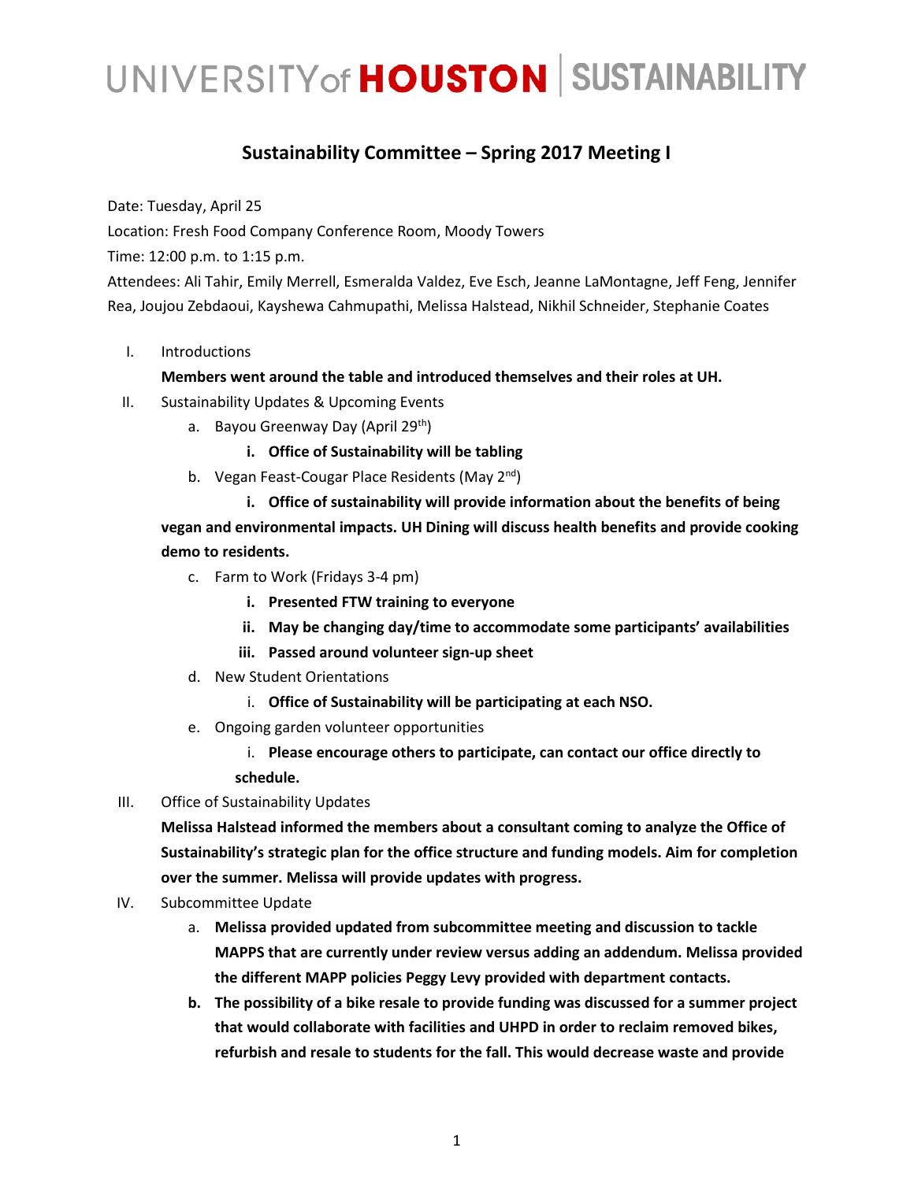# UNIVERSITY of HOUSTON | SUSTAINABILITY

## Sustainability Committee – Spring 2017 Meeting I

Date: Tuesday, April 25

Location: Fresh Food Company Conference Room, Moody Towers

Time: 12:00 p.m. to 1:15 p.m.

Attendees: Ali Tahir, Emily Merrell, Esmeralda Valdez, Eve Esch, Jeanne LaMontagne, Jeff Feng, Jennifer Rea, Joujou Zebdaoui, Kayshewa Cahmupathi, Melissa Halstead, Nikhil Schneider, Stephanie Coates

I. Introductions

**Members went around the table and introduced themselves and their roles at UH.**

II. Sustainability Updates & Upcoming Events

a. Bayou Greenway Day (April 29th)

i. **Office of Sustainability will be tabling**

b. Vegan Feast-Cougar Place Residents (May 2nd)

i. **Office of sustainability will provide information about the benefits of being vegan and environmental impacts. UH Dining will discuss health benefits and provide cooking demo to residents.**

c. Farm to Work (Fridays 3-4 pm)

i. **Presented FTW training to everyone**

ii. **May be changing day/time to accommodate some participants' availabilities**

iii. **Passed around volunteer sign-up sheet**

d. New Student Orientations

i. **Office of Sustainability will be participating at each NSO.**

e. Ongoing garden volunteer opportunities

i. **Please encourage others to participate, can contact our office directly to schedule.**

III. Office of Sustainability Updates

**Melissa Halstead informed the members about a consultant coming to analyze the Office of Sustainability's strategic plan for the office structure and funding models. Aim for completion over the summer. Melissa will provide updates with progress.**

IV. Subcommittee Update

a. **Melissa provided updated from subcommittee meeting and discussion to tackle MAPPS that are currently under review versus adding an addendum. Melissa provided the different MAPP policies Peggy Levy provided with department contacts.**

b. **The possibility of a bike resale to provide funding was discussed for a summer project that would collaborate with facilities and UHPD in order to reclaim removed bikes, refurbish and resale to students for the fall. This would decrease waste and provide**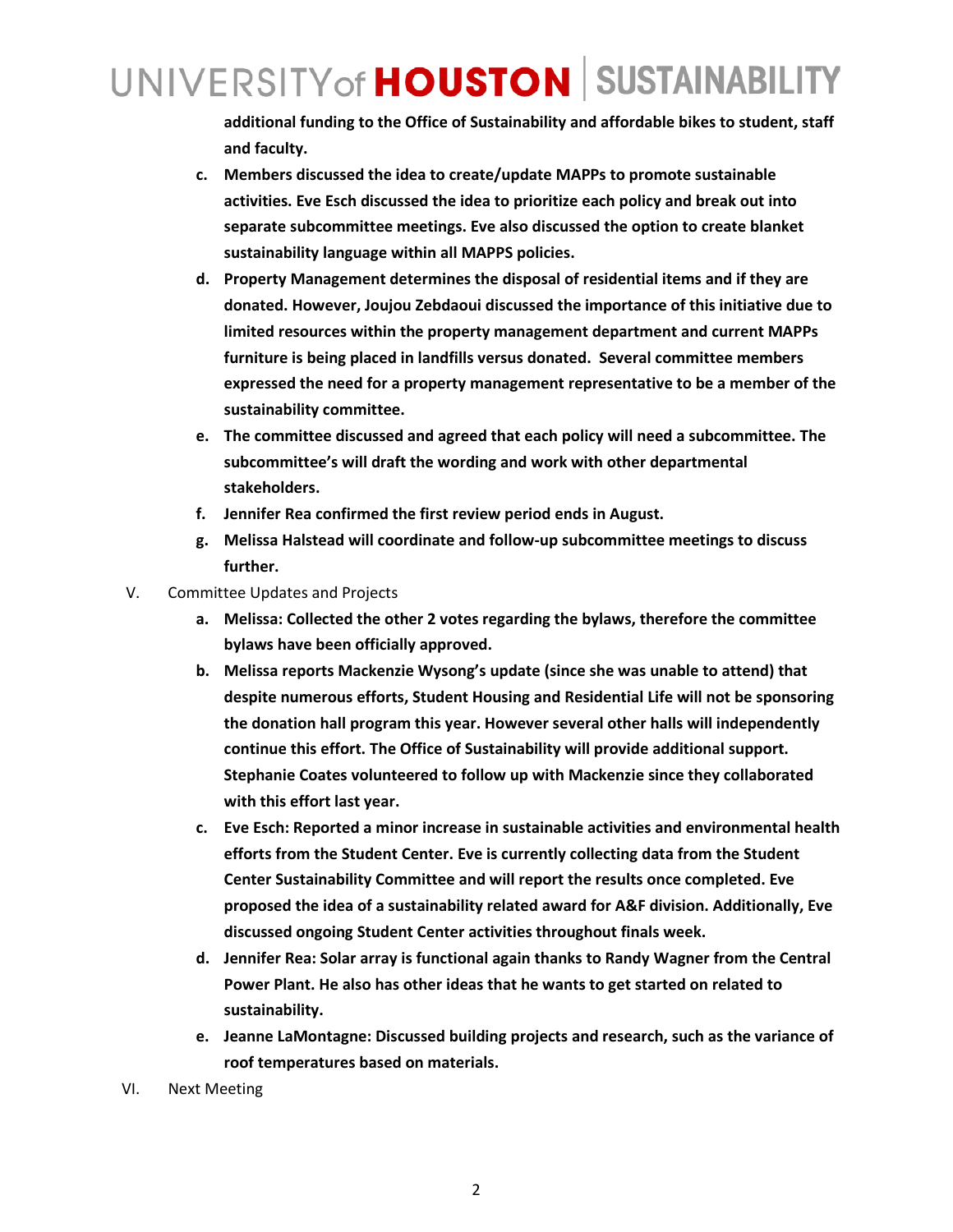**additional funding to the Office of Sustainability and affordable bikes to student, staff and faculty.**

c. **Members discussed the idea to create/update MAPPs to promote sustainable activities. Eve Esch discussed the idea to prioritize each policy and break out into separate subcommittee meetings. Eve also discussed the option to create blanket sustainability language within all MAPPS policies.**

d. **Property Management determines the disposal of residential items and if they are donated. However, Joujou Zebdaoui discussed the importance of this initiative due to limited resources within the property management department and current MAPPs furniture is being placed in landfills versus donated. Several committee members expressed the need for a property management representative to be a member of the sustainability committee.**

e. **The committee discussed and agreed that each policy will need a subcommittee. The subcommittee's will draft the wording and work with other departmental stakeholders.**

f. **Jennifer Rea confirmed the first review period ends in August.**

g. **Melissa Halstead will coordinate and follow-up subcommittee meetings to discuss further.**

V. Committee Updates and Projects

a. **Melissa: Collected the other 2 votes regarding the bylaws, therefore the committee bylaws have been officially approved.**

b. **Melissa reports Mackenzie Wysong's update (since she was unable to attend) that despite numerous efforts, Student Housing and Residential Life will not be sponsoring the donation hall program this year. However several other halls will independently continue this effort. The Office of Sustainability will provide additional support. Stephanie Coates volunteered to follow up with Mackenzie since they collaborated with this effort last year.**

c. **Eve Esch: Reported a minor increase in sustainable activities and environmental health efforts from the Student Center. Eve is currently collecting data from the Student Center Sustainability Committee and will report the results once completed. Eve proposed the idea of a sustainability related award for A&F division. Additionally, Eve discussed ongoing Student Center activities throughout finals week.**

d. **Jennifer Rea: Solar array is functional again thanks to Randy Wagner from the Central Power Plant. He also has other ideas that he wants to get started on related to sustainability.**

e. **Jeanne LaMontagne: Discussed building projects and research, such as the variance of roof temperatures based on materials.**

VI. Next Meeting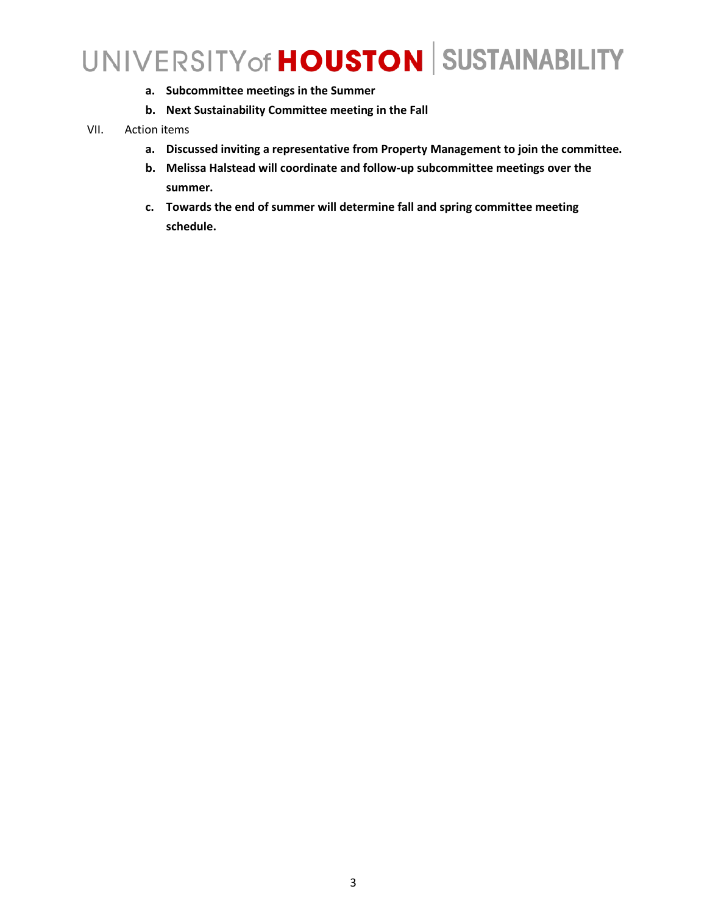a. **Subcommittee meetings in the Summer**
b. **Next Sustainability Committee meeting in the Fall**

VII. Action items

a. **Discussed inviting a representative from Property Management to join the committee.**
b. **Melissa Halstead will coordinate and follow-up subcommittee meetings over the summer.**
c. **Towards the end of summer will determine fall and spring committee meeting schedule.**